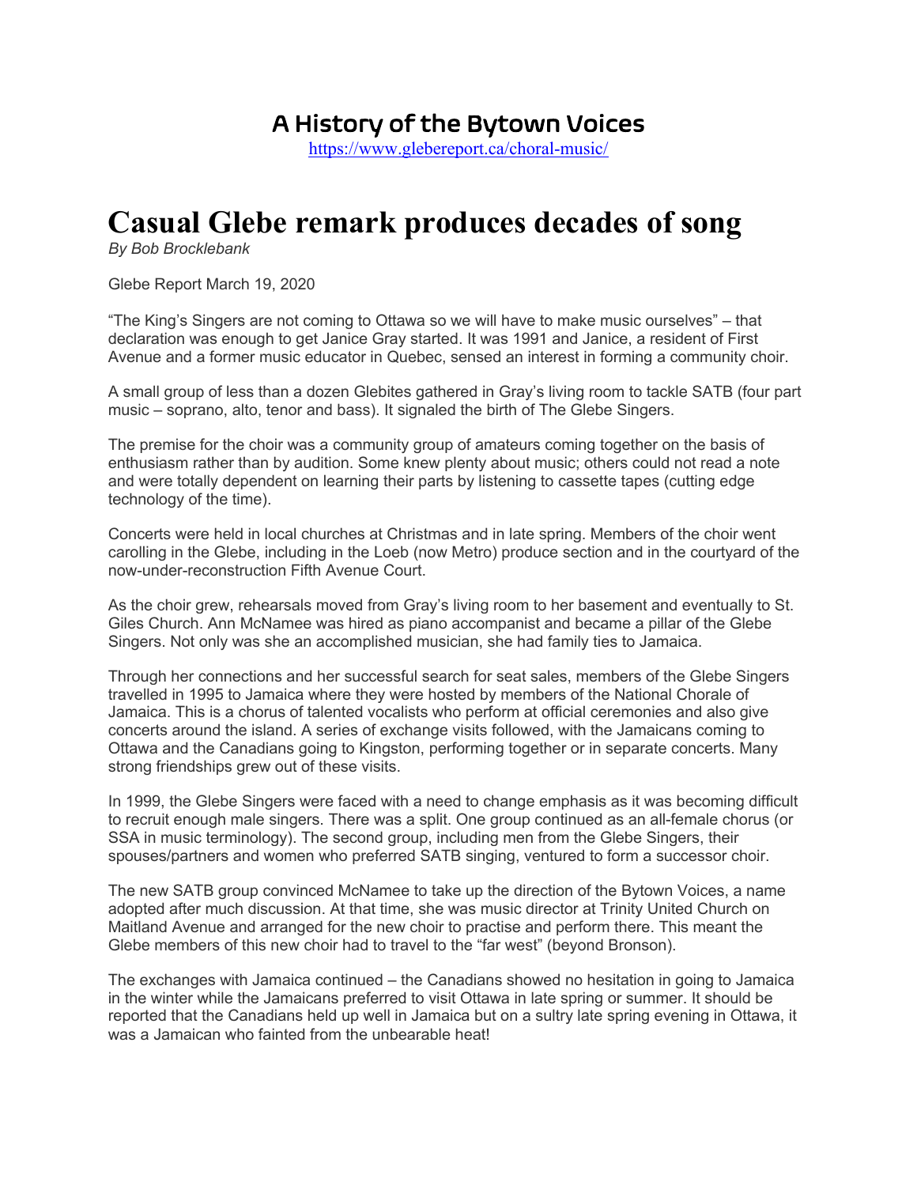# A History of the Bytown Voices

https://www.glebereport.ca/choral-music/

# Casual Glebe remark produces decades of song

*By Bob Brocklebank*

Glebe Report March 19, 2020

"The King's Singers are not coming to Ottawa so we will have to make music ourselves" – that declaration was enough to get Janice Gray started. It was 1991 and Janice, a resident of First Avenue and a former music educator in Quebec, sensed an interest in forming a community choir.

A small group of less than a dozen Glebites gathered in Gray's living room to tackle SATB (four part music – soprano, alto, tenor and bass). It signaled the birth of The Glebe Singers.

The premise for the choir was a community group of amateurs coming together on the basis of enthusiasm rather than by audition. Some knew plenty about music; others could not read a note and were totally dependent on learning their parts by listening to cassette tapes (cutting edge technology of the time).

Concerts were held in local churches at Christmas and in late spring. Members of the choir went carolling in the Glebe, including in the Loeb (now Metro) produce section and in the courtyard of the now-under-reconstruction Fifth Avenue Court.

As the choir grew, rehearsals moved from Gray's living room to her basement and eventually to St. Giles Church. Ann McNamee was hired as piano accompanist and became a pillar of the Glebe Singers. Not only was she an accomplished musician, she had family ties to Jamaica.

Through her connections and her successful search for seat sales, members of the Glebe Singers travelled in 1995 to Jamaica where they were hosted by members of the National Chorale of Jamaica. This is a chorus of talented vocalists who perform at official ceremonies and also give concerts around the island. A series of exchange visits followed, with the Jamaicans coming to Ottawa and the Canadians going to Kingston, performing together or in separate concerts. Many strong friendships grew out of these visits.

In 1999, the Glebe Singers were faced with a need to change emphasis as it was becoming difficult to recruit enough male singers. There was a split. One group continued as an all-female chorus (or SSA in music terminology). The second group, including men from the Glebe Singers, their spouses/partners and women who preferred SATB singing, ventured to form a successor choir.

The new SATB group convinced McNamee to take up the direction of the Bytown Voices, a name adopted after much discussion. At that time, she was music director at Trinity United Church on Maitland Avenue and arranged for the new choir to practise and perform there. This meant the Glebe members of this new choir had to travel to the "far west" (beyond Bronson).

The exchanges with Jamaica continued – the Canadians showed no hesitation in going to Jamaica in the winter while the Jamaicans preferred to visit Ottawa in late spring or summer. It should be reported that the Canadians held up well in Jamaica but on a sultry late spring evening in Ottawa, it was a Jamaican who fainted from the unbearable heat!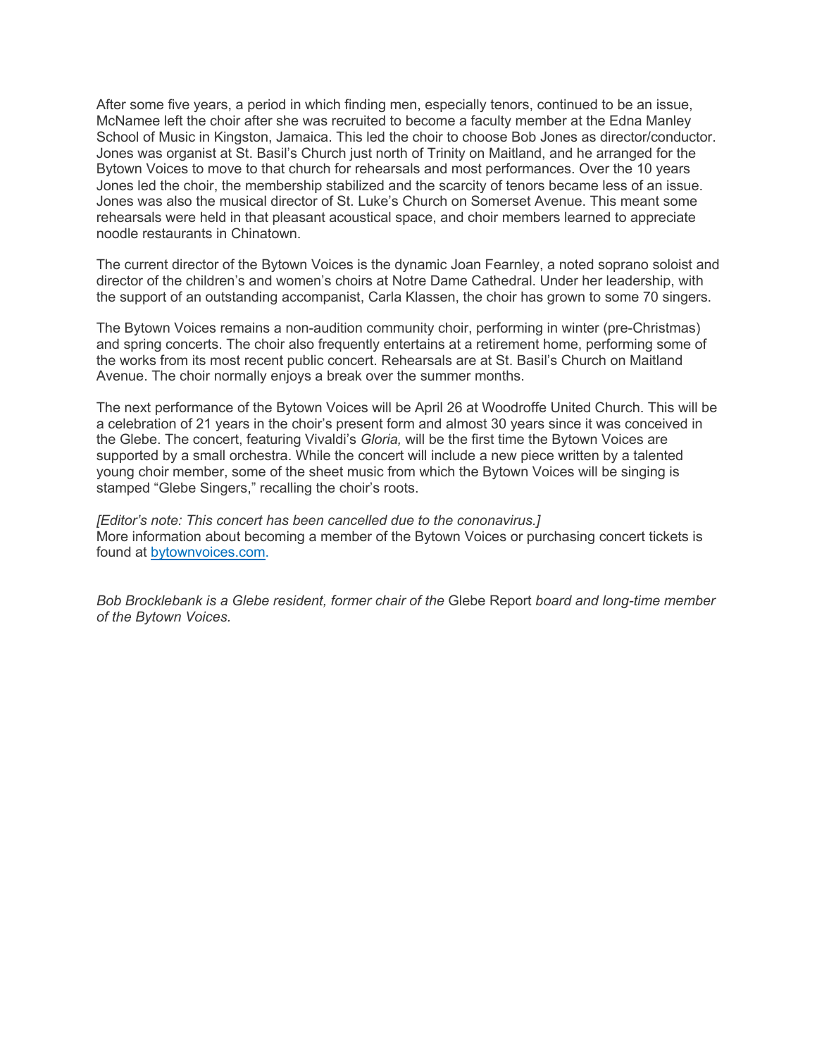After some five years, a period in which finding men, especially tenors, continued to be an issue, McNamee left the choir after she was recruited to become a faculty member at the Edna Manley School of Music in Kingston, Jamaica. This led the choir to choose Bob Jones as director/conductor. Jones was organist at St. Basil's Church just north of Trinity on Maitland, and he arranged for the Bytown Voices to move to that church for rehearsals and most performances. Over the 10 years Jones led the choir, the membership stabilized and the scarcity of tenors became less of an issue. Jones was also the musical director of St. Luke's Church on Somerset Avenue. This meant some rehearsals were held in that pleasant acoustical space, and choir members learned to appreciate noodle restaurants in Chinatown.

The current director of the Bytown Voices is the dynamic Joan Fearnley, a noted soprano soloist and director of the children's and women's choirs at Notre Dame Cathedral. Under her leadership, with the support of an outstanding accompanist, Carla Klassen, the choir has grown to some 70 singers.

The Bytown Voices remains a non-audition community choir, performing in winter (pre-Christmas) and spring concerts. The choir also frequently entertains at a retirement home, performing some of the works from its most recent public concert. Rehearsals are at St. Basil's Church on Maitland Avenue. The choir normally enjoys a break over the summer months.

The next performance of the Bytown Voices will be April 26 at Woodroffe United Church. This will be a celebration of 21 years in the choir's present form and almost 30 years since it was conceived in the Glebe. The concert, featuring Vivaldi's *Gloria,* will be the first time the Bytown Voices are supported by a small orchestra. While the concert will include a new piece written by a talented young choir member, some of the sheet music from which the Bytown Voices will be singing is stamped "Glebe Singers," recalling the choir's roots.

*[Editor's note: This concert has been cancelled due to the cononavirus.]*
More information about becoming a member of the Bytown Voices or purchasing concert tickets is found at [bytownvoices.com](bytownvoices.com).

*Bob Brocklebank is a Glebe resident, former chair of the* Glebe Report *board and long-time member of the Bytown Voices.*